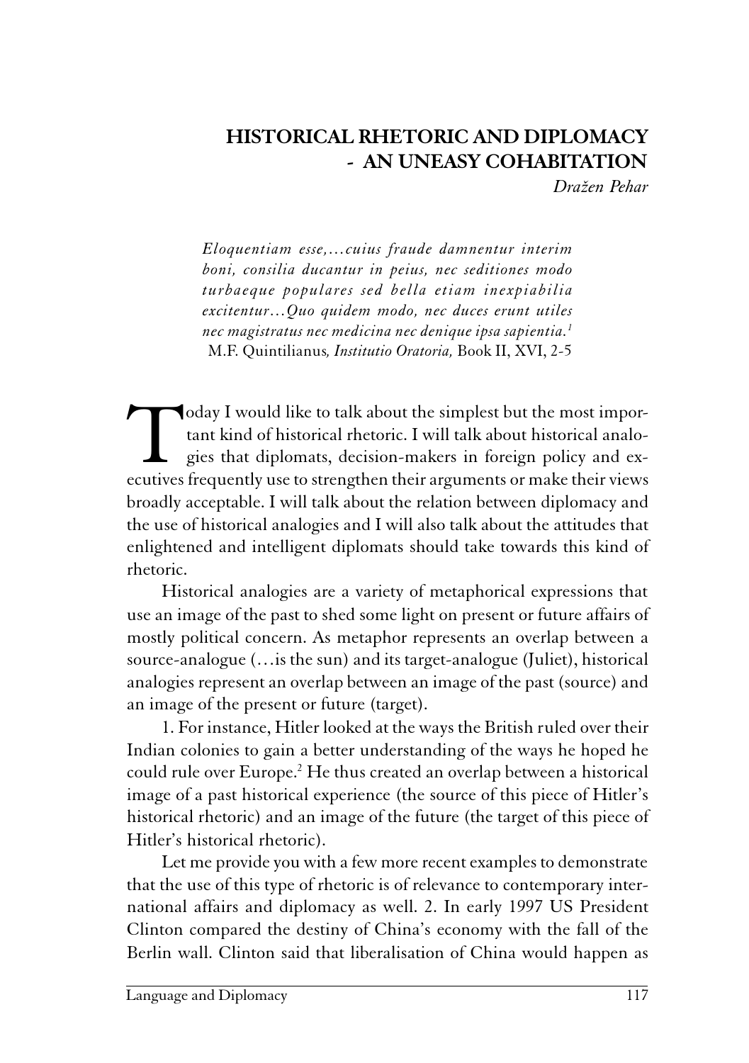# HISTORICAL RHETORIC AND DIPLOMACY - AN UNEASY COHABITATION

*Dražen Pehar*

> *Eloquentiam esse,…cuius fraude damnentur interim boni, consilia ducantur in peius, nec seditiones modo turbaeque populares sed bella etiam inexpiabilia excitentur…Quo quidem modo, nec duces erunt utiles nec magistratus nec medicina nec denique ipsa sapientia.*[1]
>
> M.F. Quintilianus, *Institutio Oratoria,* Book II, XVI, 2-5

Today I would like to talk about the simplest but the most important kind of historical rhetoric. I will talk about historical analogies that diplomats, decision-makers in foreign policy and executives frequently use to strengthen their arguments or make their views broadly acceptable. I will talk about the relation between diplomacy and the use of historical analogies and I will also talk about the attitudes that enlightened and intelligent diplomats should take towards this kind of rhetoric.

Historical analogies are a variety of metaphorical expressions that use an image of the past to shed some light on present or future affairs of mostly political concern. As metaphor represents an overlap between a source-analogue (…is the sun) and its target-analogue (Juliet), historical analogies represent an overlap between an image of the past (source) and an image of the present or future (target).

1. For instance, Hitler looked at the ways the British ruled over their Indian colonies to gain a better understanding of the ways he hoped he could rule over Europe.[2] He thus created an overlap between a historical image of a past historical experience (the source of this piece of Hitler's historical rhetoric) and an image of the future (the target of this piece of Hitler's historical rhetoric).

Let me provide you with a few more recent examples to demonstrate that the use of this type of rhetoric is of relevance to contemporary international affairs and diplomacy as well. 2. In early 1997 US President Clinton compared the destiny of China's economy with the fall of the Berlin wall. Clinton said that liberalisation of China would happen as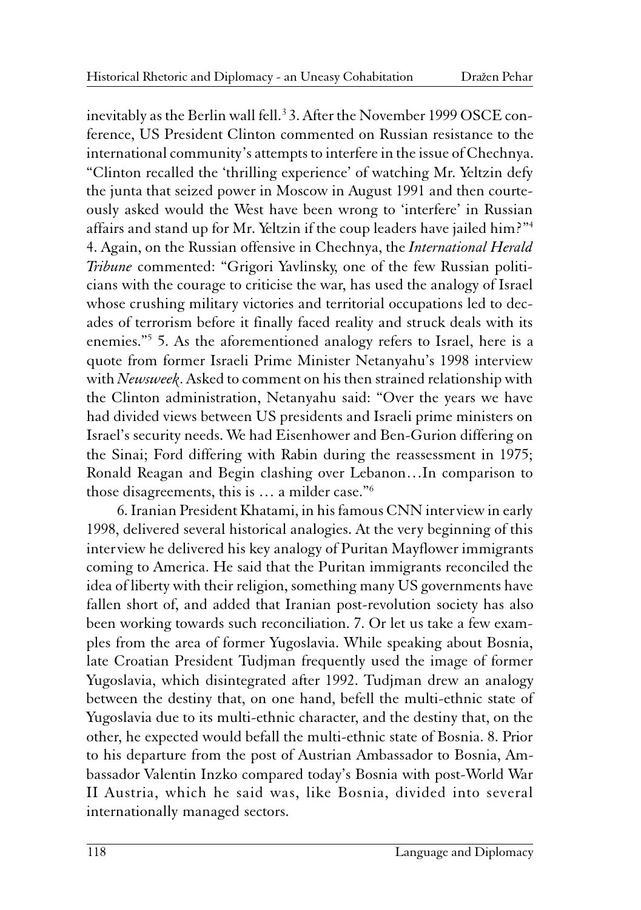inevitably as the Berlin wall fell.[3] 3. After the November 1999 OSCE conference, US President Clinton commented on Russian resistance to the international community's attempts to interfere in the issue of Chechnya. "Clinton recalled the 'thrilling experience' of watching Mr. Yeltzin defy the junta that seized power in Moscow in August 1991 and then courteously asked would the West have been wrong to 'interfere' in Russian affairs and stand up for Mr. Yeltzin if the coup leaders have jailed him?"[4] 4. Again, on the Russian offensive in Chechnya, the *International Herald Tribune* commented: "Grigori Yavlinsky, one of the few Russian politicians with the courage to criticise the war, has used the analogy of Israel whose crushing military victories and territorial occupations led to decades of terrorism before it finally faced reality and struck deals with its enemies."[5] 5. As the aforementioned analogy refers to Israel, here is a quote from former Israeli Prime Minister Netanyahu's 1998 interview with *Newsweek*. Asked to comment on his then strained relationship with the Clinton administration, Netanyahu said: "Over the years we have had divided views between US presidents and Israeli prime ministers on Israel's security needs. We had Eisenhower and Ben-Gurion differing on the Sinai; Ford differing with Rabin during the reassessment in 1975; Ronald Reagan and Begin clashing over Lebanon…In comparison to those disagreements, this is … a milder case."[6]

6. Iranian President Khatami, in his famous CNN interview in early 1998, delivered several historical analogies. At the very beginning of this interview he delivered his key analogy of Puritan Mayflower immigrants coming to America. He said that the Puritan immigrants reconciled the idea of liberty with their religion, something many US governments have fallen short of, and added that Iranian post-revolution society has also been working towards such reconciliation. 7. Or let us take a few examples from the area of former Yugoslavia. While speaking about Bosnia, late Croatian President Tudjman frequently used the image of former Yugoslavia, which disintegrated after 1992. Tudjman drew an analogy between the destiny that, on one hand, befell the multi-ethnic state of Yugoslavia due to its multi-ethnic character, and the destiny that, on the other, he expected would befall the multi-ethnic state of Bosnia. 8. Prior to his departure from the post of Austrian Ambassador to Bosnia, Ambassador Valentin Inzko compared today's Bosnia with post-World War II Austria, which he said was, like Bosnia, divided into several internationally managed sectors.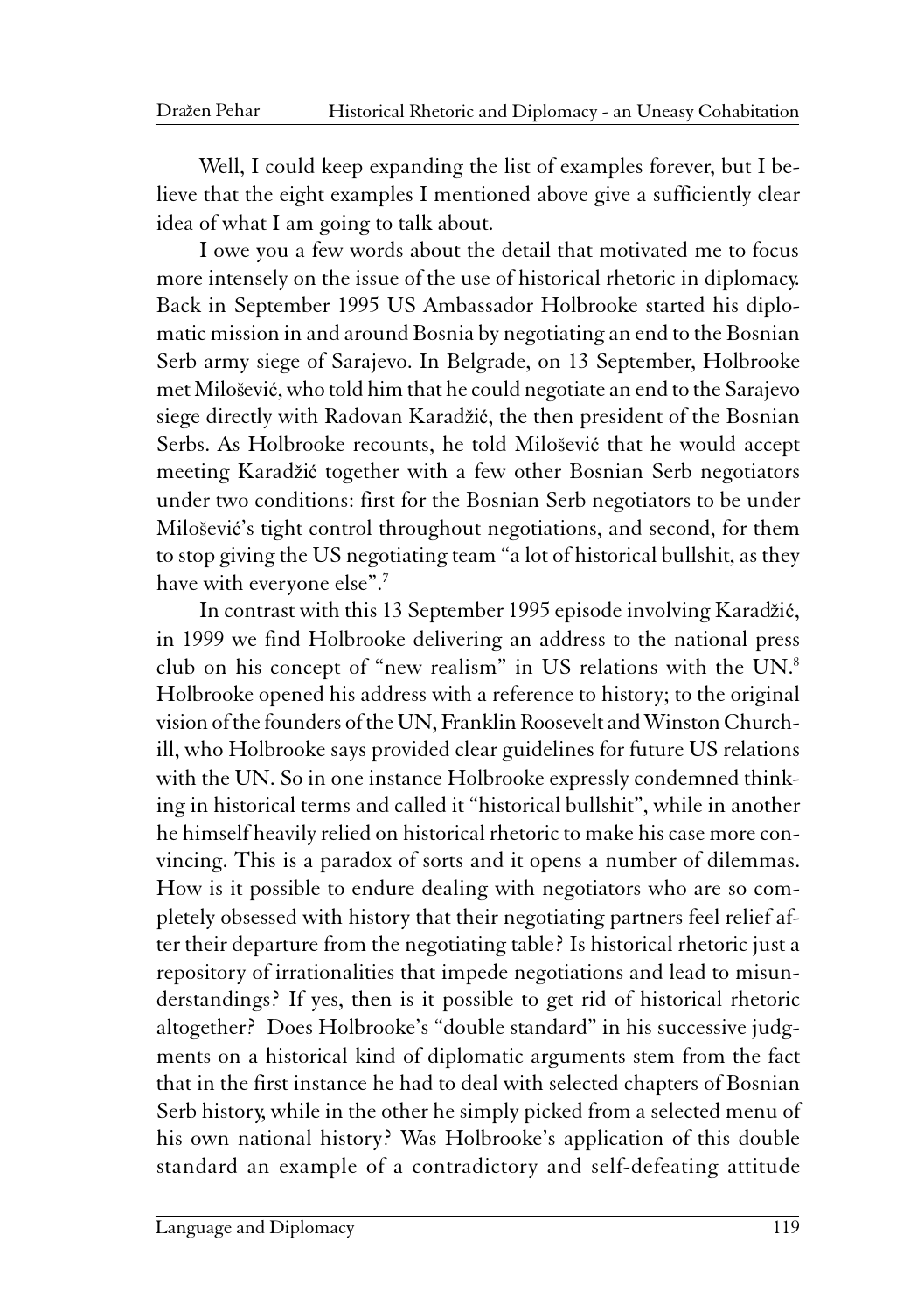Well, I could keep expanding the list of examples forever, but I believe that the eight examples I mentioned above give a sufficiently clear idea of what I am going to talk about.

I owe you a few words about the detail that motivated me to focus more intensely on the issue of the use of historical rhetoric in diplomacy. Back in September 1995 US Ambassador Holbrooke started his diplomatic mission in and around Bosnia by negotiating an end to the Bosnian Serb army siege of Sarajevo. In Belgrade, on 13 September, Holbrooke met Milošević, who told him that he could negotiate an end to the Sarajevo siege directly with Radovan Karadžić, the then president of the Bosnian Serbs. As Holbrooke recounts, he told Milošević that he would accept meeting Karadžić together with a few other Bosnian Serb negotiators under two conditions: first for the Bosnian Serb negotiators to be under Milošević's tight control throughout negotiations, and second, for them to stop giving the US negotiating team "a lot of historical bullshit, as they have with everyone else".[7]

In contrast with this 13 September 1995 episode involving Karadžić, in 1999 we find Holbrooke delivering an address to the national press club on his concept of "new realism" in US relations with the UN.[8] Holbrooke opened his address with a reference to history; to the original vision of the founders of the UN, Franklin Roosevelt and Winston Churchill, who Holbrooke says provided clear guidelines for future US relations with the UN. So in one instance Holbrooke expressly condemned thinking in historical terms and called it "historical bullshit", while in another he himself heavily relied on historical rhetoric to make his case more convincing. This is a paradox of sorts and it opens a number of dilemmas. How is it possible to endure dealing with negotiators who are so completely obsessed with history that their negotiating partners feel relief after their departure from the negotiating table? Is historical rhetoric just a repository of irrationalities that impede negotiations and lead to misunderstandings? If yes, then is it possible to get rid of historical rhetoric altogether? Does Holbrooke's "double standard" in his successive judgments on a historical kind of diplomatic arguments stem from the fact that in the first instance he had to deal with selected chapters of Bosnian Serb history, while in the other he simply picked from a selected menu of his own national history? Was Holbrooke's application of this double standard an example of a contradictory and self-defeating attitude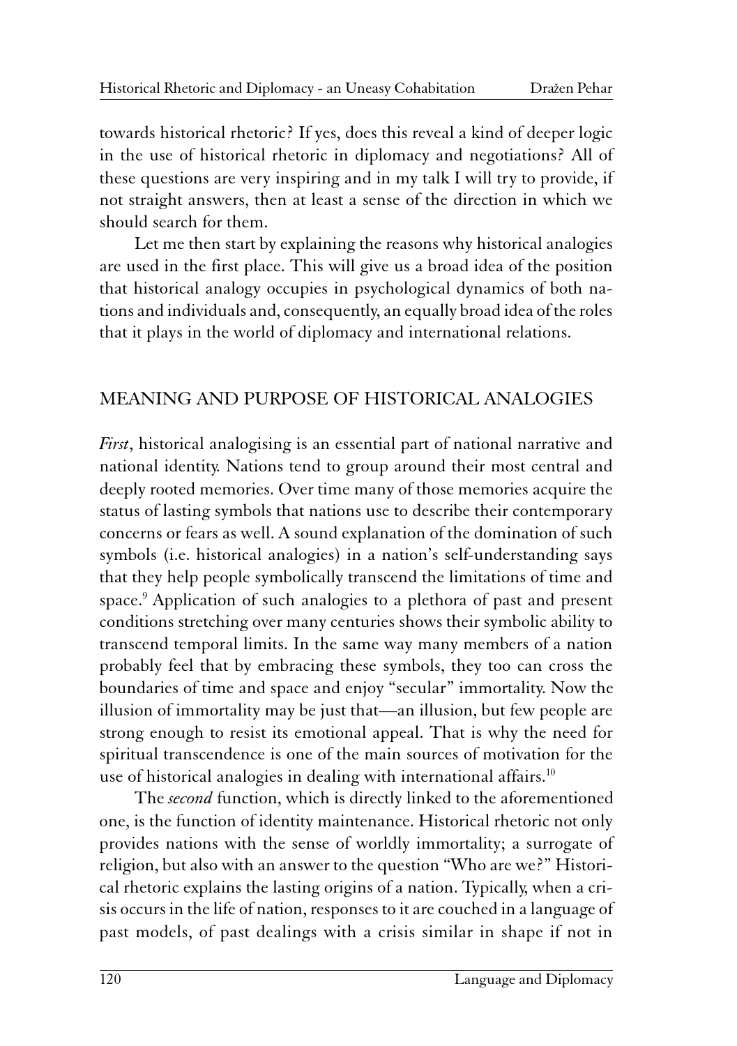towards historical rhetoric? If yes, does this reveal a kind of deeper logic in the use of historical rhetoric in diplomacy and negotiations? All of these questions are very inspiring and in my talk I will try to provide, if not straight answers, then at least a sense of the direction in which we should search for them.

Let me then start by explaining the reasons why historical analogies are used in the first place. This will give us a broad idea of the position that historical analogy occupies in psychological dynamics of both nations and individuals and, consequently, an equally broad idea of the roles that it plays in the world of diplomacy and international relations.

## MEANING AND PURPOSE OF HISTORICAL ANALOGIES

*First*, historical analogising is an essential part of national narrative and national identity. Nations tend to group around their most central and deeply rooted memories. Over time many of those memories acquire the status of lasting symbols that nations use to describe their contemporary concerns or fears as well. A sound explanation of the domination of such symbols (i.e. historical analogies) in a nation's self-understanding says that they help people symbolically transcend the limitations of time and space.[9] Application of such analogies to a plethora of past and present conditions stretching over many centuries shows their symbolic ability to transcend temporal limits. In the same way many members of a nation probably feel that by embracing these symbols, they too can cross the boundaries of time and space and enjoy "secular" immortality. Now the illusion of immortality may be just that—an illusion, but few people are strong enough to resist its emotional appeal. That is why the need for spiritual transcendence is one of the main sources of motivation for the use of historical analogies in dealing with international affairs.[10]

The *second* function, which is directly linked to the aforementioned one, is the function of identity maintenance. Historical rhetoric not only provides nations with the sense of worldly immortality; a surrogate of religion, but also with an answer to the question "Who are we?" Historical rhetoric explains the lasting origins of a nation. Typically, when a crisis occurs in the life of nation, responses to it are couched in a language of past models, of past dealings with a crisis similar in shape if not in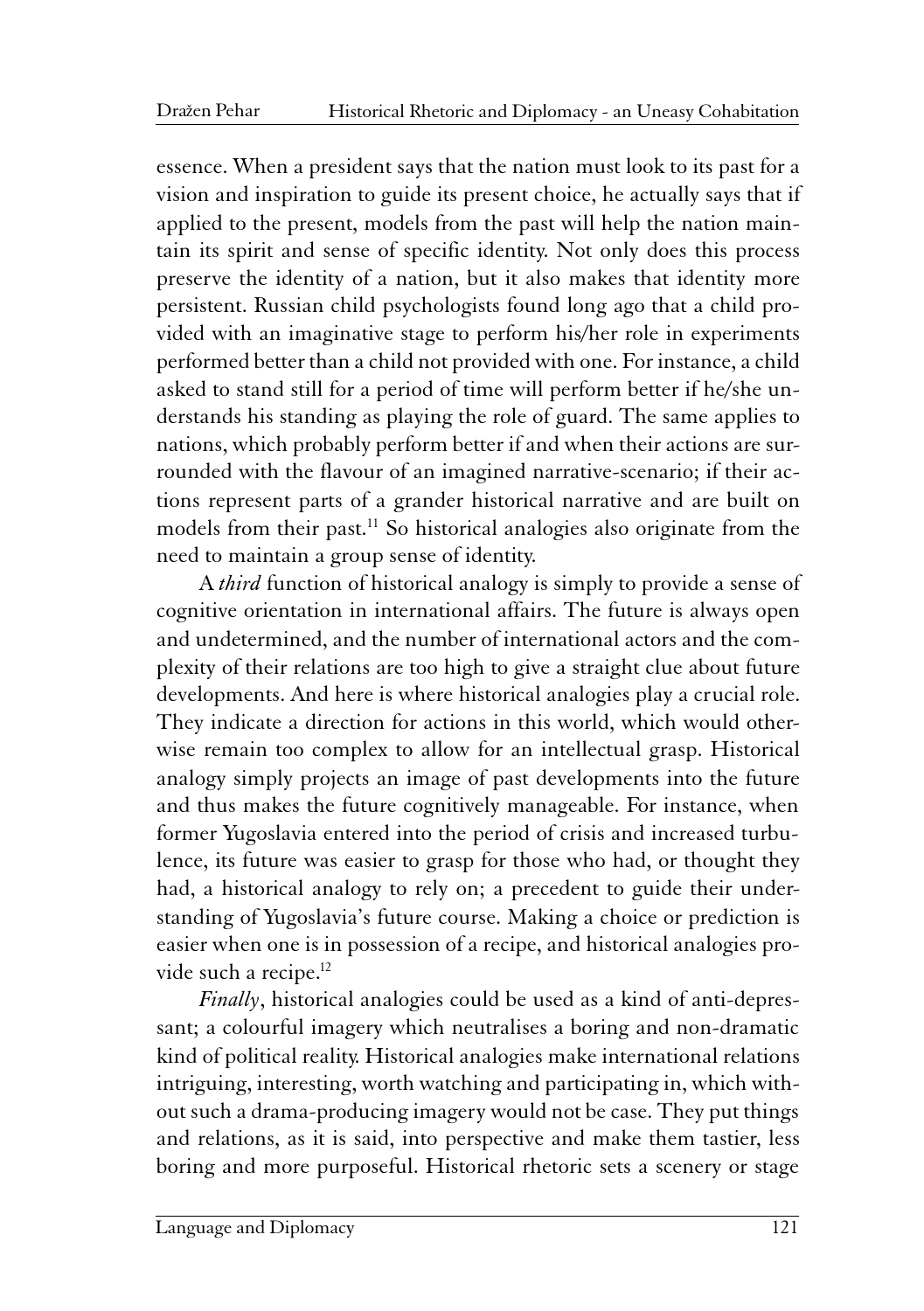essence. When a president says that the nation must look to its past for a vision and inspiration to guide its present choice, he actually says that if applied to the present, models from the past will help the nation maintain its spirit and sense of specific identity. Not only does this process preserve the identity of a nation, but it also makes that identity more persistent. Russian child psychologists found long ago that a child provided with an imaginative stage to perform his/her role in experiments performed better than a child not provided with one. For instance, a child asked to stand still for a period of time will perform better if he/she understands his standing as playing the role of guard. The same applies to nations, which probably perform better if and when their actions are surrounded with the flavour of an imagined narrative-scenario; if their actions represent parts of a grander historical narrative and are built on models from their past.[11] So historical analogies also originate from the need to maintain a group sense of identity.

A *third* function of historical analogy is simply to provide a sense of cognitive orientation in international affairs. The future is always open and undetermined, and the number of international actors and the complexity of their relations are too high to give a straight clue about future developments. And here is where historical analogies play a crucial role. They indicate a direction for actions in this world, which would otherwise remain too complex to allow for an intellectual grasp. Historical analogy simply projects an image of past developments into the future and thus makes the future cognitively manageable. For instance, when former Yugoslavia entered into the period of crisis and increased turbulence, its future was easier to grasp for those who had, or thought they had, a historical analogy to rely on; a precedent to guide their understanding of Yugoslavia's future course. Making a choice or prediction is easier when one is in possession of a recipe, and historical analogies provide such a recipe.[12]

*Finally*, historical analogies could be used as a kind of anti-depressant; a colourful imagery which neutralises a boring and non-dramatic kind of political reality. Historical analogies make international relations intriguing, interesting, worth watching and participating in, which without such a drama-producing imagery would not be case. They put things and relations, as it is said, into perspective and make them tastier, less boring and more purposeful. Historical rhetoric sets a scenery or stage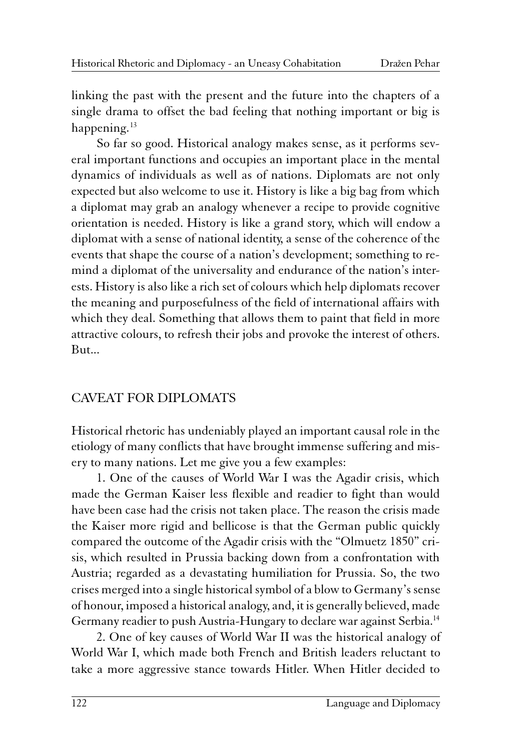linking the past with the present and the future into the chapters of a single drama to offset the bad feeling that nothing important or big is happening.[13]

So far so good. Historical analogy makes sense, as it performs several important functions and occupies an important place in the mental dynamics of individuals as well as of nations. Diplomats are not only expected but also welcome to use it. History is like a big bag from which a diplomat may grab an analogy whenever a recipe to provide cognitive orientation is needed. History is like a grand story, which will endow a diplomat with a sense of national identity, a sense of the coherence of the events that shape the course of a nation's development; something to remind a diplomat of the universality and endurance of the nation's interests. History is also like a rich set of colours which help diplomats recover the meaning and purposefulness of the field of international affairs with which they deal. Something that allows them to paint that field in more attractive colours, to refresh their jobs and provoke the interest of others. But...

## CAVEAT FOR DIPLOMATS

Historical rhetoric has undeniably played an important causal role in the etiology of many conflicts that have brought immense suffering and misery to many nations. Let me give you a few examples:

1. One of the causes of World War I was the Agadir crisis, which made the German Kaiser less flexible and readier to fight than would have been case had the crisis not taken place. The reason the crisis made the Kaiser more rigid and bellicose is that the German public quickly compared the outcome of the Agadir crisis with the "Olmuetz 1850" crisis, which resulted in Prussia backing down from a confrontation with Austria; regarded as a devastating humiliation for Prussia. So, the two crises merged into a single historical symbol of a blow to Germany's sense of honour, imposed a historical analogy, and, it is generally believed, made Germany readier to push Austria-Hungary to declare war against Serbia.[14]

2. One of key causes of World War II was the historical analogy of World War I, which made both French and British leaders reluctant to take a more aggressive stance towards Hitler. When Hitler decided to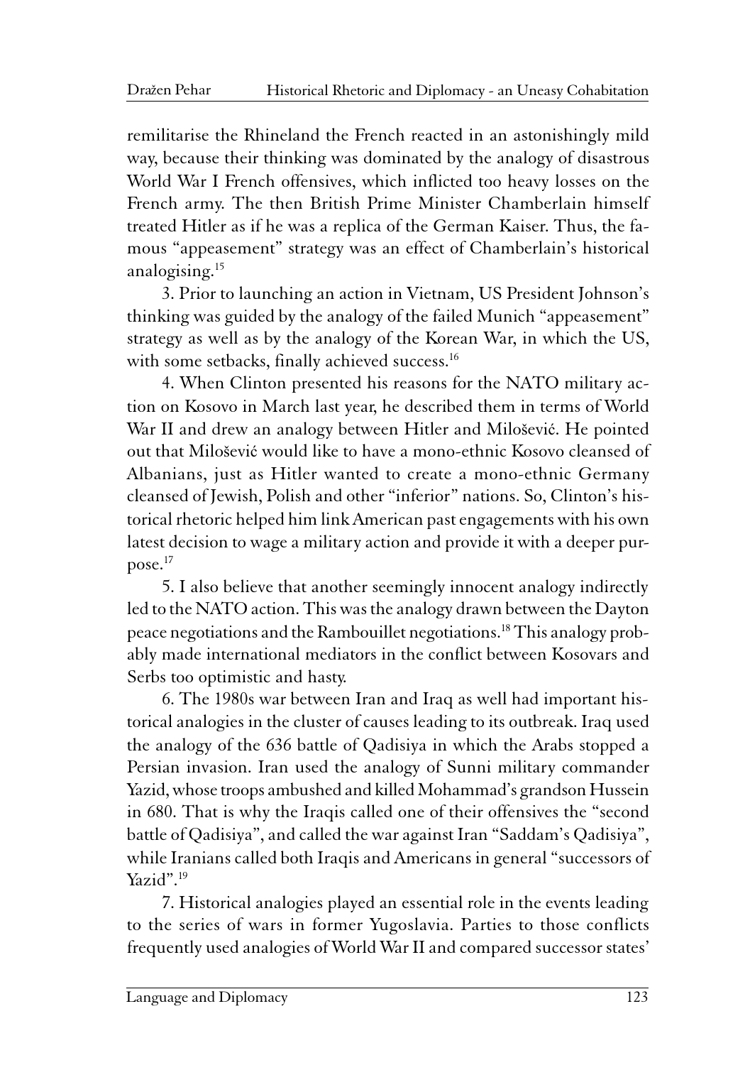remilitarise the Rhineland the French reacted in an astonishingly mild way, because their thinking was dominated by the analogy of disastrous World War I French offensives, which inflicted too heavy losses on the French army. The then British Prime Minister Chamberlain himself treated Hitler as if he was a replica of the German Kaiser. Thus, the famous "appeasement" strategy was an effect of Chamberlain's historical analogising.[15]

3. Prior to launching an action in Vietnam, US President Johnson's thinking was guided by the analogy of the failed Munich "appeasement" strategy as well as by the analogy of the Korean War, in which the US, with some setbacks, finally achieved success.[16]

4. When Clinton presented his reasons for the NATO military action on Kosovo in March last year, he described them in terms of World War II and drew an analogy between Hitler and Milošević. He pointed out that Milošević would like to have a mono-ethnic Kosovo cleansed of Albanians, just as Hitler wanted to create a mono-ethnic Germany cleansed of Jewish, Polish and other "inferior" nations. So, Clinton's historical rhetoric helped him link American past engagements with his own latest decision to wage a military action and provide it with a deeper purpose.[17]

5. I also believe that another seemingly innocent analogy indirectly led to the NATO action. This was the analogy drawn between the Dayton peace negotiations and the Rambouillet negotiations.[18] This analogy probably made international mediators in the conflict between Kosovars and Serbs too optimistic and hasty.

6. The 1980s war between Iran and Iraq as well had important historical analogies in the cluster of causes leading to its outbreak. Iraq used the analogy of the 636 battle of Qadisiya in which the Arabs stopped a Persian invasion. Iran used the analogy of Sunni military commander Yazid, whose troops ambushed and killed Mohammad's grandson Hussein in 680. That is why the Iraqis called one of their offensives the "second battle of Qadisiya", and called the war against Iran "Saddam's Qadisiya", while Iranians called both Iraqis and Americans in general "successors of Yazid".[19]

7. Historical analogies played an essential role in the events leading to the series of wars in former Yugoslavia. Parties to those conflicts frequently used analogies of World War II and compared successor states'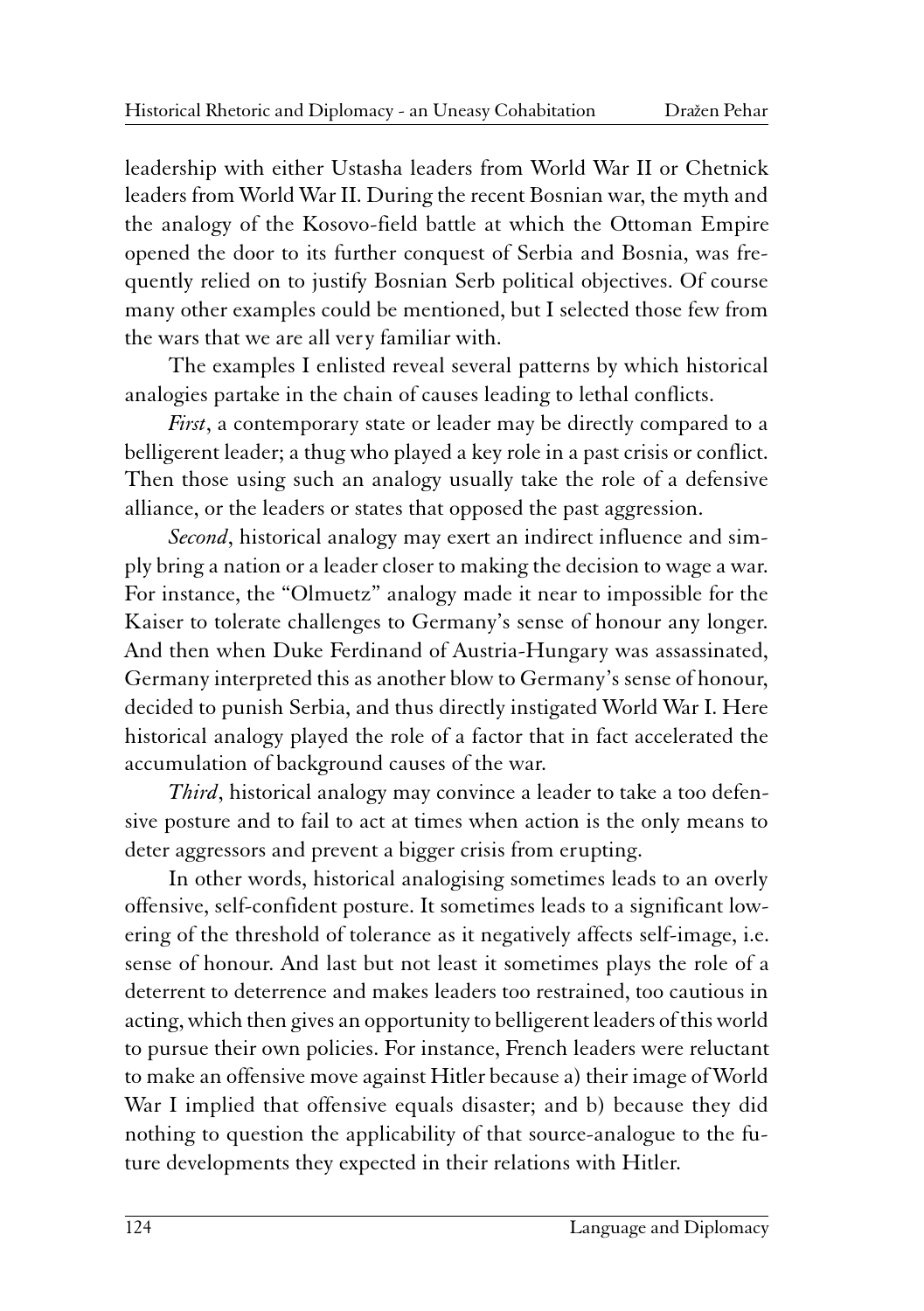leadership with either Ustasha leaders from World War II or Chetnick leaders from World War II. During the recent Bosnian war, the myth and the analogy of the Kosovo-field battle at which the Ottoman Empire opened the door to its further conquest of Serbia and Bosnia, was frequently relied on to justify Bosnian Serb political objectives. Of course many other examples could be mentioned, but I selected those few from the wars that we are all very familiar with.

The examples I enlisted reveal several patterns by which historical analogies partake in the chain of causes leading to lethal conflicts.

*First*, a contemporary state or leader may be directly compared to a belligerent leader; a thug who played a key role in a past crisis or conflict. Then those using such an analogy usually take the role of a defensive alliance, or the leaders or states that opposed the past aggression.

*Second*, historical analogy may exert an indirect influence and simply bring a nation or a leader closer to making the decision to wage a war. For instance, the "Olmuetz" analogy made it near to impossible for the Kaiser to tolerate challenges to Germany's sense of honour any longer. And then when Duke Ferdinand of Austria-Hungary was assassinated, Germany interpreted this as another blow to Germany's sense of honour, decided to punish Serbia, and thus directly instigated World War I. Here historical analogy played the role of a factor that in fact accelerated the accumulation of background causes of the war.

*Third*, historical analogy may convince a leader to take a too defensive posture and to fail to act at times when action is the only means to deter aggressors and prevent a bigger crisis from erupting.

In other words, historical analogising sometimes leads to an overly offensive, self-confident posture. It sometimes leads to a significant lowering of the threshold of tolerance as it negatively affects self-image, i.e. sense of honour. And last but not least it sometimes plays the role of a deterrent to deterrence and makes leaders too restrained, too cautious in acting, which then gives an opportunity to belligerent leaders of this world to pursue their own policies. For instance, French leaders were reluctant to make an offensive move against Hitler because a) their image of World War I implied that offensive equals disaster; and b) because they did nothing to question the applicability of that source-analogue to the future developments they expected in their relations with Hitler.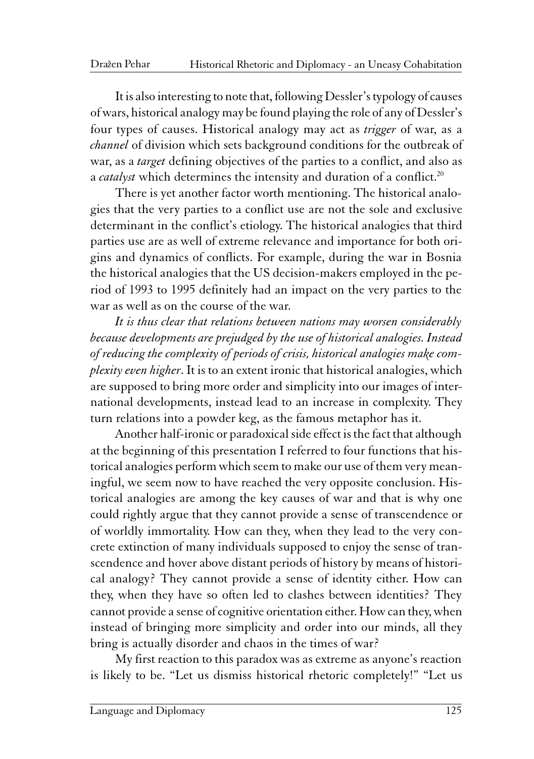It is also interesting to note that, following Dessler's typology of causes of wars, historical analogy may be found playing the role of any of Dessler's four types of causes. Historical analogy may act as *trigger* of war, as a *channel* of division which sets background conditions for the outbreak of war, as a *target* defining objectives of the parties to a conflict, and also as a *catalyst* which determines the intensity and duration of a conflict.[20]

There is yet another factor worth mentioning. The historical analogies that the very parties to a conflict use are not the sole and exclusive determinant in the conflict's etiology. The historical analogies that third parties use are as well of extreme relevance and importance for both origins and dynamics of conflicts. For example, during the war in Bosnia the historical analogies that the US decision-makers employed in the period of 1993 to 1995 definitely had an impact on the very parties to the war as well as on the course of the war.

*It is thus clear that relations between nations may worsen considerably because developments are prejudged by the use of historical analogies. Instead of reducing the complexity of periods of crisis, historical analogies make complexity even higher*. It is to an extent ironic that historical analogies, which are supposed to bring more order and simplicity into our images of international developments, instead lead to an increase in complexity. They turn relations into a powder keg, as the famous metaphor has it.

Another half-ironic or paradoxical side effect is the fact that although at the beginning of this presentation I referred to four functions that historical analogies perform which seem to make our use of them very meaningful, we seem now to have reached the very opposite conclusion. Historical analogies are among the key causes of war and that is why one could rightly argue that they cannot provide a sense of transcendence or of worldly immortality. How can they, when they lead to the very concrete extinction of many individuals supposed to enjoy the sense of transcendence and hover above distant periods of history by means of historical analogy? They cannot provide a sense of identity either. How can they, when they have so often led to clashes between identities? They cannot provide a sense of cognitive orientation either. How can they, when instead of bringing more simplicity and order into our minds, all they bring is actually disorder and chaos in the times of war?

My first reaction to this paradox was as extreme as anyone's reaction is likely to be. "Let us dismiss historical rhetoric completely!" "Let us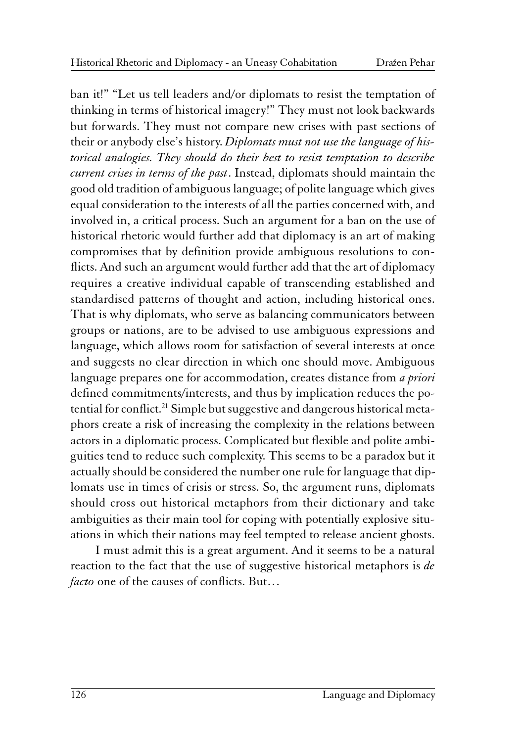ban it!" "Let us tell leaders and/or diplomats to resist the temptation of thinking in terms of historical imagery!" They must not look backwards but forwards. They must not compare new crises with past sections of their or anybody else's history. *Diplomats must not use the language of historical analogies. They should do their best to resist temptation to describe current crises in terms of the past*. Instead, diplomats should maintain the good old tradition of ambiguous language; of polite language which gives equal consideration to the interests of all the parties concerned with, and involved in, a critical process. Such an argument for a ban on the use of historical rhetoric would further add that diplomacy is an art of making compromises that by definition provide ambiguous resolutions to conflicts. And such an argument would further add that the art of diplomacy requires a creative individual capable of transcending established and standardised patterns of thought and action, including historical ones. That is why diplomats, who serve as balancing communicators between groups or nations, are to be advised to use ambiguous expressions and language, which allows room for satisfaction of several interests at once and suggests no clear direction in which one should move. Ambiguous language prepares one for accommodation, creates distance from *a priori* defined commitments/interests, and thus by implication reduces the potential for conflict.[21] Simple but suggestive and dangerous historical metaphors create a risk of increasing the complexity in the relations between actors in a diplomatic process. Complicated but flexible and polite ambiguities tend to reduce such complexity. This seems to be a paradox but it actually should be considered the number one rule for language that diplomats use in times of crisis or stress. So, the argument runs, diplomats should cross out historical metaphors from their dictionary and take ambiguities as their main tool for coping with potentially explosive situations in which their nations may feel tempted to release ancient ghosts.

I must admit this is a great argument. And it seems to be a natural reaction to the fact that the use of suggestive historical metaphors is *de facto* one of the causes of conflicts. But…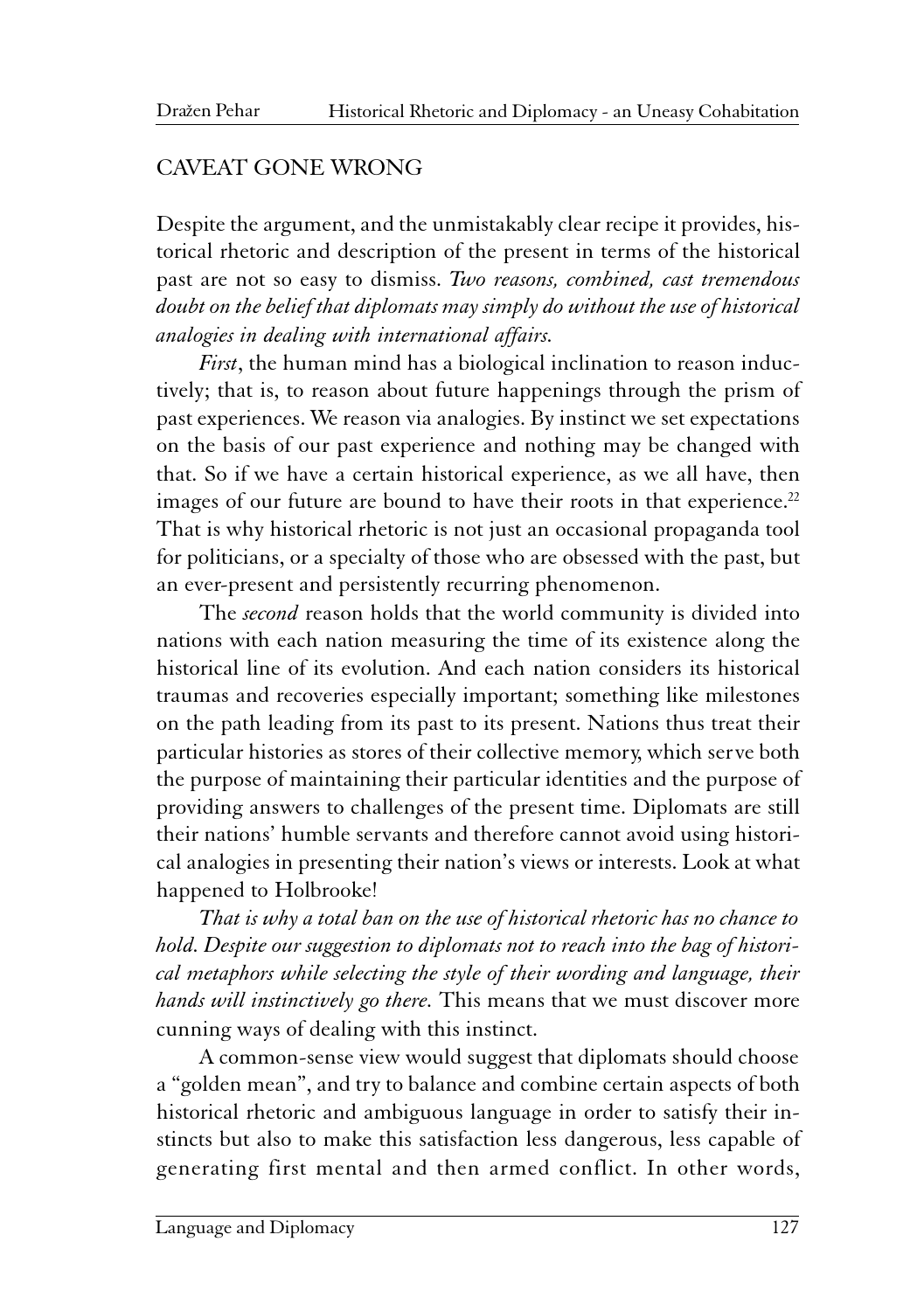## CAVEAT GONE WRONG

Despite the argument, and the unmistakably clear recipe it provides, historical rhetoric and description of the present in terms of the historical past are not so easy to dismiss. *Two reasons, combined, cast tremendous doubt on the belief that diplomats may simply do without the use of historical analogies in dealing with international affairs.*

*First*, the human mind has a biological inclination to reason inductively; that is, to reason about future happenings through the prism of past experiences. We reason via analogies. By instinct we set expectations on the basis of our past experience and nothing may be changed with that. So if we have a certain historical experience, as we all have, then images of our future are bound to have their roots in that experience.[22] That is why historical rhetoric is not just an occasional propaganda tool for politicians, or a specialty of those who are obsessed with the past, but an ever-present and persistently recurring phenomenon.

The *second* reason holds that the world community is divided into nations with each nation measuring the time of its existence along the historical line of its evolution. And each nation considers its historical traumas and recoveries especially important; something like milestones on the path leading from its past to its present. Nations thus treat their particular histories as stores of their collective memory, which serve both the purpose of maintaining their particular identities and the purpose of providing answers to challenges of the present time. Diplomats are still their nations' humble servants and therefore cannot avoid using historical analogies in presenting their nation's views or interests. Look at what happened to Holbrooke!

*That is why a total ban on the use of historical rhetoric has no chance to hold. Despite our suggestion to diplomats not to reach into the bag of historical metaphors while selecting the style of their wording and language, their hands will instinctively go there.* This means that we must discover more cunning ways of dealing with this instinct.

A common-sense view would suggest that diplomats should choose a "golden mean", and try to balance and combine certain aspects of both historical rhetoric and ambiguous language in order to satisfy their instincts but also to make this satisfaction less dangerous, less capable of generating first mental and then armed conflict. In other words,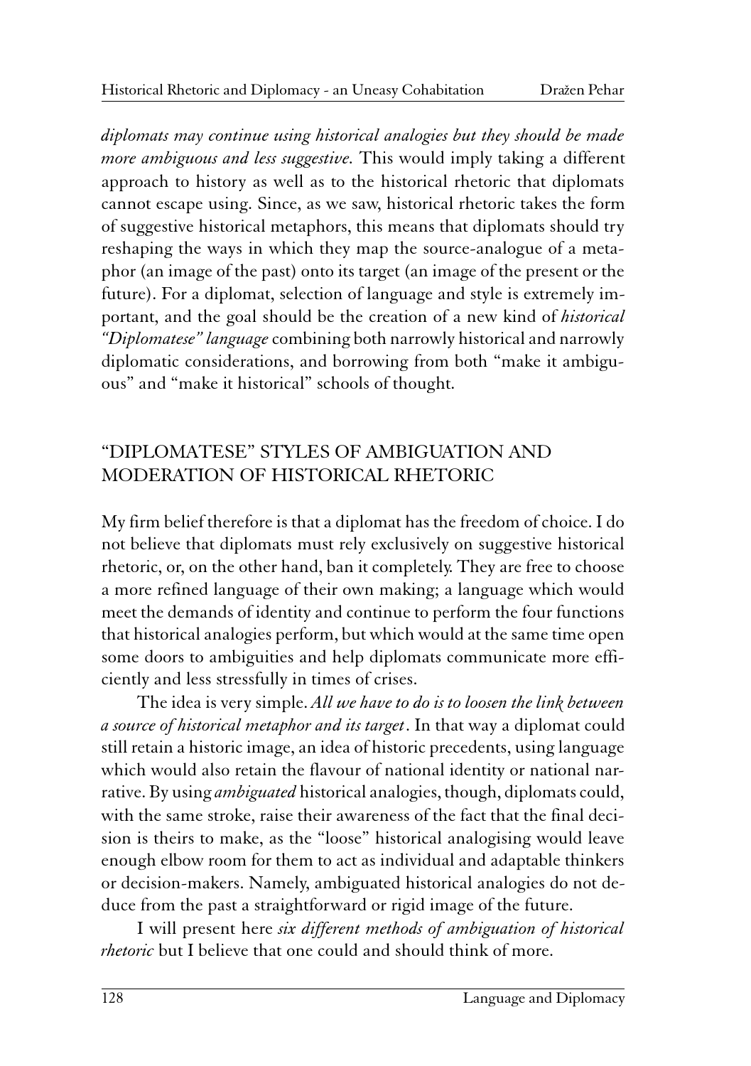*diplomats may continue using historical analogies but they should be made more ambiguous and less suggestive.* This would imply taking a different approach to history as well as to the historical rhetoric that diplomats cannot escape using. Since, as we saw, historical rhetoric takes the form of suggestive historical metaphors, this means that diplomats should try reshaping the ways in which they map the source-analogue of a metaphor (an image of the past) onto its target (an image of the present or the future). For a diplomat, selection of language and style is extremely important, and the goal should be the creation of a new kind of *historical "Diplomatese" language* combining both narrowly historical and narrowly diplomatic considerations, and borrowing from both "make it ambiguous" and "make it historical" schools of thought.

## "DIPLOMATESE" STYLES OF AMBIGUATION AND MODERATION OF HISTORICAL RHETORIC

My firm belief therefore is that a diplomat has the freedom of choice. I do not believe that diplomats must rely exclusively on suggestive historical rhetoric, or, on the other hand, ban it completely. They are free to choose a more refined language of their own making; a language which would meet the demands of identity and continue to perform the four functions that historical analogies perform, but which would at the same time open some doors to ambiguities and help diplomats communicate more efficiently and less stressfully in times of crises.

The idea is very simple. *All we have to do is to loosen the link between a source of historical metaphor and its target*. In that way a diplomat could still retain a historic image, an idea of historic precedents, using language which would also retain the flavour of national identity or national narrative. By using *ambiguated* historical analogies, though, diplomats could, with the same stroke, raise their awareness of the fact that the final decision is theirs to make, as the "loose" historical analogising would leave enough elbow room for them to act as individual and adaptable thinkers or decision-makers. Namely, ambiguated historical analogies do not deduce from the past a straightforward or rigid image of the future.

I will present here *six different methods of ambiguation of historical rhetoric* but I believe that one could and should think of more.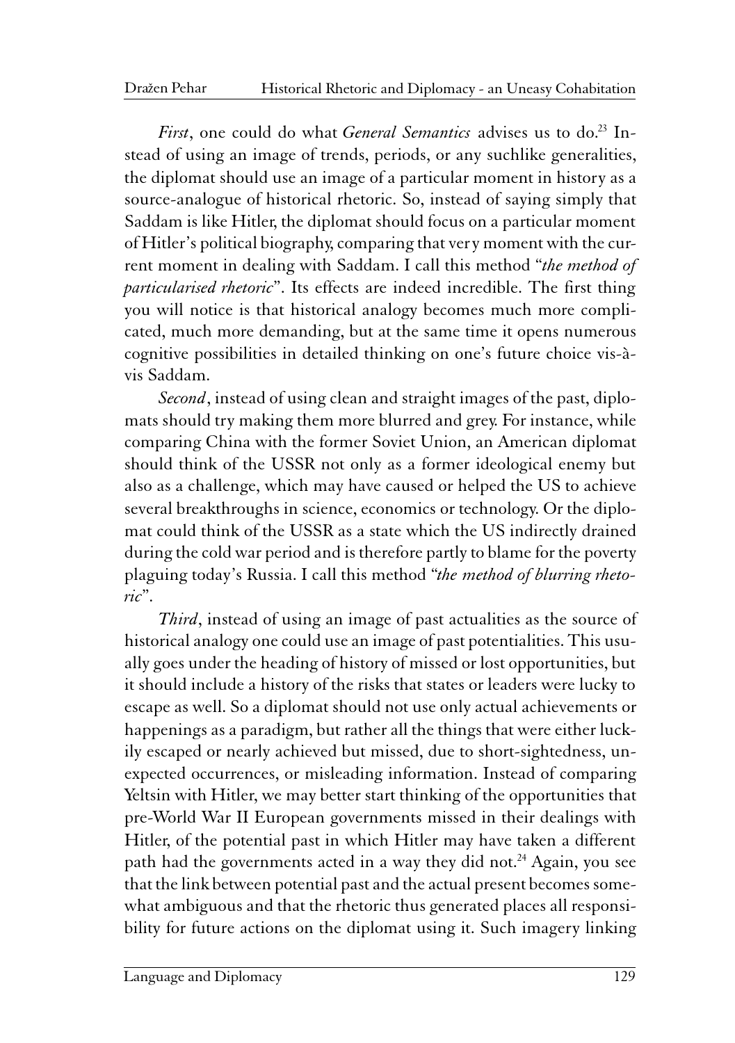*First*, one could do what *General Semantics* advises us to do.[23] Instead of using an image of trends, periods, or any suchlike generalities, the diplomat should use an image of a particular moment in history as a source-analogue of historical rhetoric. So, instead of saying simply that Saddam is like Hitler, the diplomat should focus on a particular moment of Hitler's political biography, comparing that very moment with the current moment in dealing with Saddam. I call this method "*the method of particularised rhetoric*". Its effects are indeed incredible. The first thing you will notice is that historical analogy becomes much more complicated, much more demanding, but at the same time it opens numerous cognitive possibilities in detailed thinking on one's future choice vis-à-vis Saddam.

*Second*, instead of using clean and straight images of the past, diplomats should try making them more blurred and grey. For instance, while comparing China with the former Soviet Union, an American diplomat should think of the USSR not only as a former ideological enemy but also as a challenge, which may have caused or helped the US to achieve several breakthroughs in science, economics or technology. Or the diplomat could think of the USSR as a state which the US indirectly drained during the cold war period and is therefore partly to blame for the poverty plaguing today's Russia. I call this method "*the method of blurring rhetoric*".

*Third*, instead of using an image of past actualities as the source of historical analogy one could use an image of past potentialities. This usually goes under the heading of history of missed or lost opportunities, but it should include a history of the risks that states or leaders were lucky to escape as well. So a diplomat should not use only actual achievements or happenings as a paradigm, but rather all the things that were either luckily escaped or nearly achieved but missed, due to short-sightedness, unexpected occurrences, or misleading information. Instead of comparing Yeltsin with Hitler, we may better start thinking of the opportunities that pre-World War II European governments missed in their dealings with Hitler, of the potential past in which Hitler may have taken a different path had the governments acted in a way they did not.[24] Again, you see that the link between potential past and the actual present becomes somewhat ambiguous and that the rhetoric thus generated places all responsibility for future actions on the diplomat using it. Such imagery linking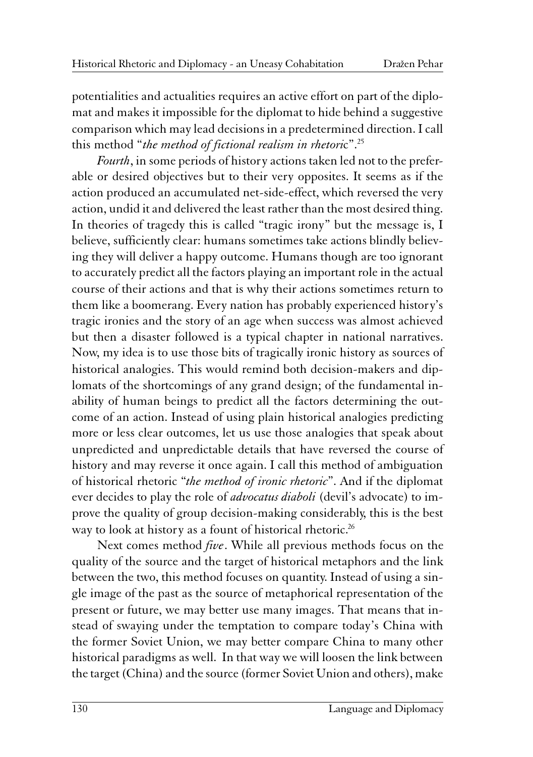potentialities and actualities requires an active effort on part of the diplomat and makes it impossible for the diplomat to hide behind a suggestive comparison which may lead decisions in a predetermined direction. I call this method "*the method of fictional realism in rhetoric*".[25]

*Fourth*, in some periods of history actions taken led not to the preferable or desired objectives but to their very opposites. It seems as if the action produced an accumulated net-side-effect, which reversed the very action, undid it and delivered the least rather than the most desired thing. In theories of tragedy this is called "tragic irony" but the message is, I believe, sufficiently clear: humans sometimes take actions blindly believing they will deliver a happy outcome. Humans though are too ignorant to accurately predict all the factors playing an important role in the actual course of their actions and that is why their actions sometimes return to them like a boomerang. Every nation has probably experienced history's tragic ironies and the story of an age when success was almost achieved but then a disaster followed is a typical chapter in national narratives. Now, my idea is to use those bits of tragically ironic history as sources of historical analogies. This would remind both decision-makers and diplomats of the shortcomings of any grand design; of the fundamental inability of human beings to predict all the factors determining the outcome of an action. Instead of using plain historical analogies predicting more or less clear outcomes, let us use those analogies that speak about unpredicted and unpredictable details that have reversed the course of history and may reverse it once again. I call this method of ambiguation of historical rhetoric "*the method of ironic rhetoric*". And if the diplomat ever decides to play the role of *advocatus diaboli* (devil's advocate) to improve the quality of group decision-making considerably, this is the best way to look at history as a fount of historical rhetoric.[26]

Next comes method *five*. While all previous methods focus on the quality of the source and the target of historical metaphors and the link between the two, this method focuses on quantity. Instead of using a single image of the past as the source of metaphorical representation of the present or future, we may better use many images. That means that instead of swaying under the temptation to compare today's China with the former Soviet Union, we may better compare China to many other historical paradigms as well. In that way we will loosen the link between the target (China) and the source (former Soviet Union and others), make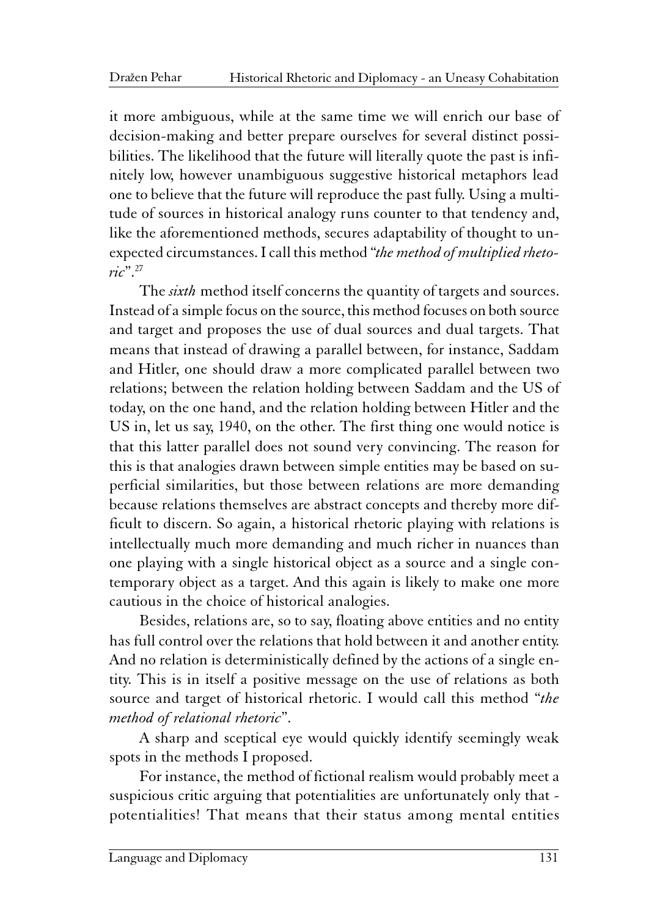it more ambiguous, while at the same time we will enrich our base of decision-making and better prepare ourselves for several distinct possibilities. The likelihood that the future will literally quote the past is infinitely low, however unambiguous suggestive historical metaphors lead one to believe that the future will reproduce the past fully. Using a multitude of sources in historical analogy runs counter to that tendency and, like the aforementioned methods, secures adaptability of thought to unexpected circumstances. I call this method "*the method of multiplied rhetoric*".[27]

The *sixth* method itself concerns the quantity of targets and sources. Instead of a simple focus on the source, this method focuses on both source and target and proposes the use of dual sources and dual targets. That means that instead of drawing a parallel between, for instance, Saddam and Hitler, one should draw a more complicated parallel between two relations; between the relation holding between Saddam and the US of today, on the one hand, and the relation holding between Hitler and the US in, let us say, 1940, on the other. The first thing one would notice is that this latter parallel does not sound very convincing. The reason for this is that analogies drawn between simple entities may be based on superficial similarities, but those between relations are more demanding because relations themselves are abstract concepts and thereby more difficult to discern. So again, a historical rhetoric playing with relations is intellectually much more demanding and much richer in nuances than one playing with a single historical object as a source and a single contemporary object as a target. And this again is likely to make one more cautious in the choice of historical analogies.

Besides, relations are, so to say, floating above entities and no entity has full control over the relations that hold between it and another entity. And no relation is deterministically defined by the actions of a single entity. This is in itself a positive message on the use of relations as both source and target of historical rhetoric. I would call this method "*the method of relational rhetoric*".

A sharp and sceptical eye would quickly identify seemingly weak spots in the methods I proposed.

For instance, the method of fictional realism would probably meet a suspicious critic arguing that potentialities are unfortunately only that - potentialities! That means that their status among mental entities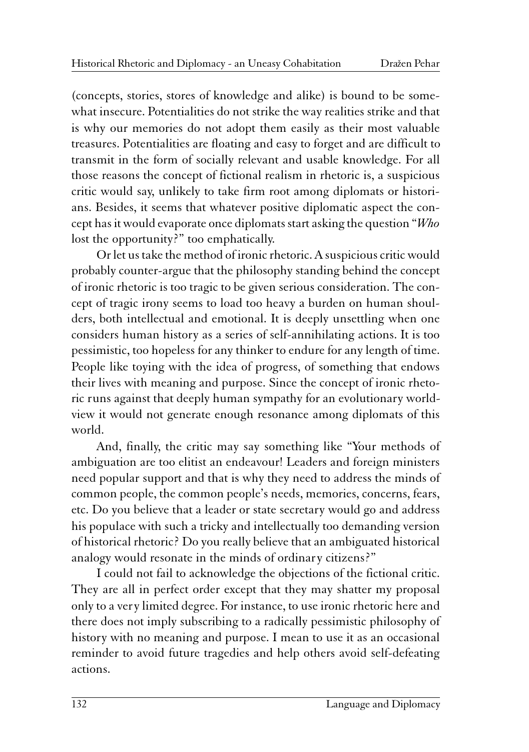(concepts, stories, stores of knowledge and alike) is bound to be somewhat insecure. Potentialities do not strike the way realities strike and that is why our memories do not adopt them easily as their most valuable treasures. Potentialities are floating and easy to forget and are difficult to transmit in the form of socially relevant and usable knowledge. For all those reasons the concept of fictional realism in rhetoric is, a suspicious critic would say, unlikely to take firm root among diplomats or historians. Besides, it seems that whatever positive diplomatic aspect the concept has it would evaporate once diplomats start asking the question "*Who* lost the opportunity?" too emphatically.

Or let us take the method of ironic rhetoric. A suspicious critic would probably counter-argue that the philosophy standing behind the concept of ironic rhetoric is too tragic to be given serious consideration. The concept of tragic irony seems to load too heavy a burden on human shoulders, both intellectual and emotional. It is deeply unsettling when one considers human history as a series of self-annihilating actions. It is too pessimistic, too hopeless for any thinker to endure for any length of time. People like toying with the idea of progress, of something that endows their lives with meaning and purpose. Since the concept of ironic rhetoric runs against that deeply human sympathy for an evolutionary worldview it would not generate enough resonance among diplomats of this world.

And, finally, the critic may say something like "Your methods of ambiguation are too elitist an endeavour! Leaders and foreign ministers need popular support and that is why they need to address the minds of common people, the common people's needs, memories, concerns, fears, etc. Do you believe that a leader or state secretary would go and address his populace with such a tricky and intellectually too demanding version of historical rhetoric? Do you really believe that an ambiguated historical analogy would resonate in the minds of ordinary citizens?"

I could not fail to acknowledge the objections of the fictional critic. They are all in perfect order except that they may shatter my proposal only to a very limited degree. For instance, to use ironic rhetoric here and there does not imply subscribing to a radically pessimistic philosophy of history with no meaning and purpose. I mean to use it as an occasional reminder to avoid future tragedies and help others avoid self-defeating actions.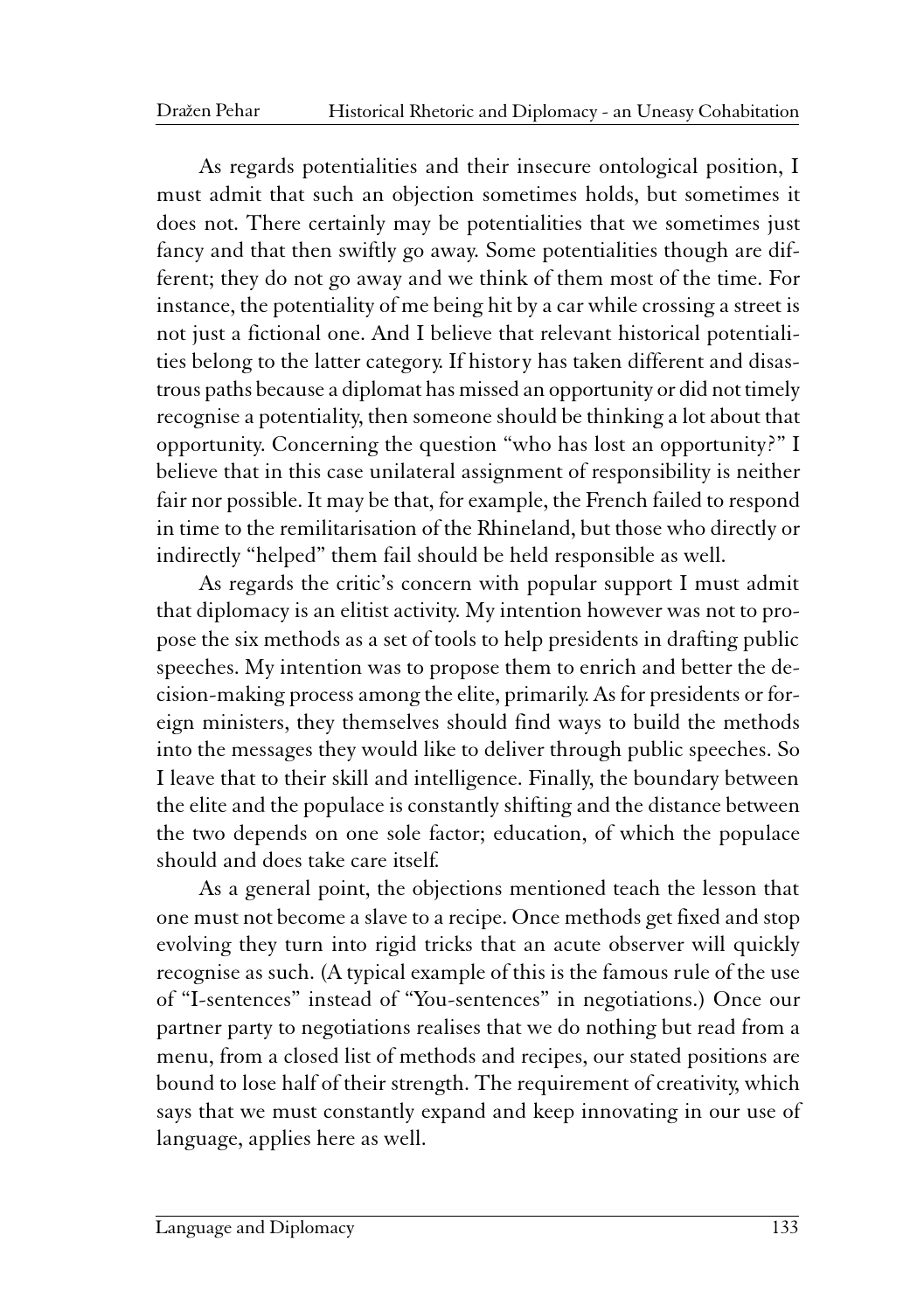As regards potentialities and their insecure ontological position, I must admit that such an objection sometimes holds, but sometimes it does not. There certainly may be potentialities that we sometimes just fancy and that then swiftly go away. Some potentialities though are different; they do not go away and we think of them most of the time. For instance, the potentiality of me being hit by a car while crossing a street is not just a fictional one. And I believe that relevant historical potentialities belong to the latter category. If history has taken different and disastrous paths because a diplomat has missed an opportunity or did not timely recognise a potentiality, then someone should be thinking a lot about that opportunity. Concerning the question "who has lost an opportunity?" I believe that in this case unilateral assignment of responsibility is neither fair nor possible. It may be that, for example, the French failed to respond in time to the remilitarisation of the Rhineland, but those who directly or indirectly "helped" them fail should be held responsible as well.

As regards the critic's concern with popular support I must admit that diplomacy is an elitist activity. My intention however was not to propose the six methods as a set of tools to help presidents in drafting public speeches. My intention was to propose them to enrich and better the decision-making process among the elite, primarily. As for presidents or foreign ministers, they themselves should find ways to build the methods into the messages they would like to deliver through public speeches. So I leave that to their skill and intelligence. Finally, the boundary between the elite and the populace is constantly shifting and the distance between the two depends on one sole factor; education, of which the populace should and does take care itself.

As a general point, the objections mentioned teach the lesson that one must not become a slave to a recipe. Once methods get fixed and stop evolving they turn into rigid tricks that an acute observer will quickly recognise as such. (A typical example of this is the famous rule of the use of "I-sentences" instead of "You-sentences" in negotiations.) Once our partner party to negotiations realises that we do nothing but read from a menu, from a closed list of methods and recipes, our stated positions are bound to lose half of their strength. The requirement of creativity, which says that we must constantly expand and keep innovating in our use of language, applies here as well.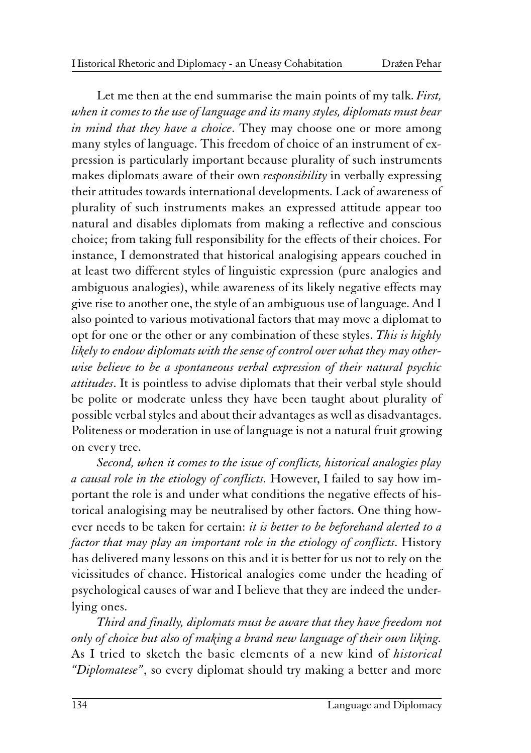Let me then at the end summarise the main points of my talk. *First, when it comes to the use of language and its many styles, diplomats must bear in mind that they have a choice*. They may choose one or more among many styles of language. This freedom of choice of an instrument of expression is particularly important because plurality of such instruments makes diplomats aware of their own *responsibility* in verbally expressing their attitudes towards international developments. Lack of awareness of plurality of such instruments makes an expressed attitude appear too natural and disables diplomats from making a reflective and conscious choice; from taking full responsibility for the effects of their choices. For instance, I demonstrated that historical analogising appears couched in at least two different styles of linguistic expression (pure analogies and ambiguous analogies), while awareness of its likely negative effects may give rise to another one, the style of an ambiguous use of language. And I also pointed to various motivational factors that may move a diplomat to opt for one or the other or any combination of these styles. *This is highly likely to endow diplomats with the sense of control over what they may otherwise believe to be a spontaneous verbal expression of their natural psychic attitudes*. It is pointless to advise diplomats that their verbal style should be polite or moderate unless they have been taught about plurality of possible verbal styles and about their advantages as well as disadvantages. Politeness or moderation in use of language is not a natural fruit growing on every tree.

*Second, when it comes to the issue of conflicts, historical analogies play a causal role in the etiology of conflicts.* However, I failed to say how important the role is and under what conditions the negative effects of historical analogising may be neutralised by other factors. One thing however needs to be taken for certain: *it is better to be beforehand alerted to a factor that may play an important role in the etiology of conflicts*. History has delivered many lessons on this and it is better for us not to rely on the vicissitudes of chance. Historical analogies come under the heading of psychological causes of war and I believe that they are indeed the underlying ones.

*Third and finally, diplomats must be aware that they have freedom not only of choice but also of making a brand new language of their own liking.* As I tried to sketch the basic elements of a new kind of *historical "Diplomatese"*, so every diplomat should try making a better and more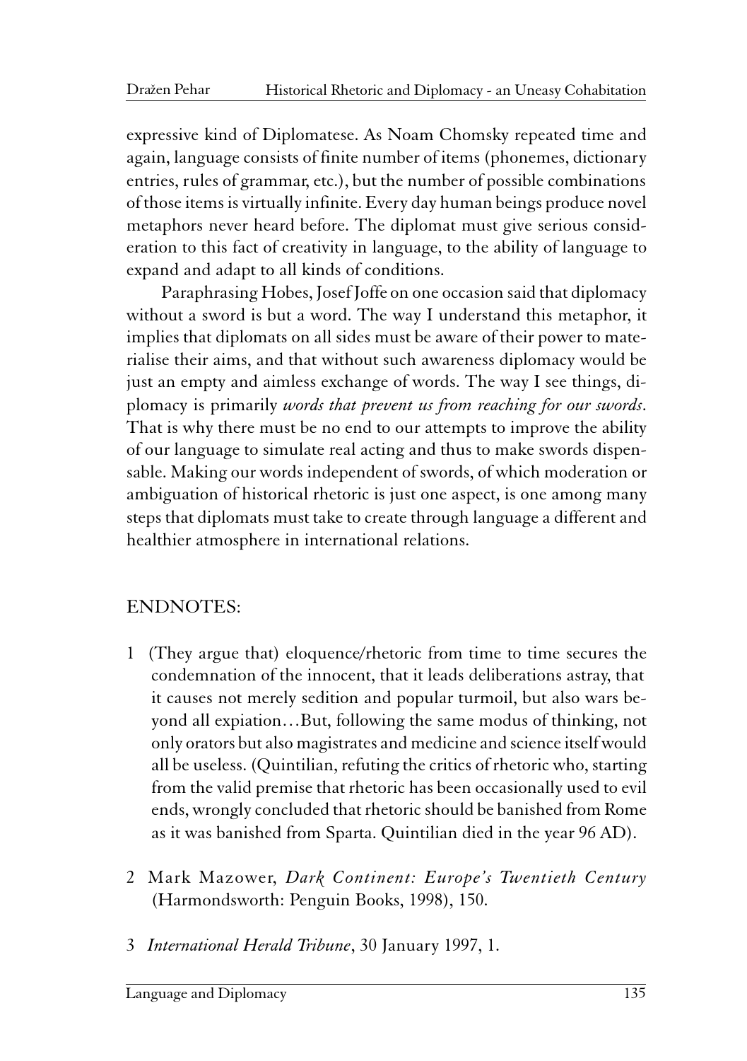expressive kind of Diplomatese. As Noam Chomsky repeated time and again, language consists of finite number of items (phonemes, dictionary entries, rules of grammar, etc.), but the number of possible combinations of those items is virtually infinite. Every day human beings produce novel metaphors never heard before. The diplomat must give serious consideration to this fact of creativity in language, to the ability of language to expand and adapt to all kinds of conditions.

Paraphrasing Hobes, Josef Joffe on one occasion said that diplomacy without a sword is but a word. The way I understand this metaphor, it implies that diplomats on all sides must be aware of their power to materialise their aims, and that without such awareness diplomacy would be just an empty and aimless exchange of words. The way I see things, diplomacy is primarily *words that prevent us from reaching for our swords*. That is why there must be no end to our attempts to improve the ability of our language to simulate real acting and thus to make swords dispensable. Making our words independent of swords, of which moderation or ambiguation of historical rhetoric is just one aspect, is one among many steps that diplomats must take to create through language a different and healthier atmosphere in international relations.

## ENDNOTES:

1 (They argue that) eloquence/rhetoric from time to time secures the condemnation of the innocent, that it leads deliberations astray, that it causes not merely sedition and popular turmoil, but also wars beyond all expiation…But, following the same modus of thinking, not only orators but also magistrates and medicine and science itself would all be useless. (Quintilian, refuting the critics of rhetoric who, starting from the valid premise that rhetoric has been occasionally used to evil ends, wrongly concluded that rhetoric should be banished from Rome as it was banished from Sparta. Quintilian died in the year 96 AD).

2 Mark Mazower, *Dark Continent: Europe's Twentieth Century* (Harmondsworth: Penguin Books, 1998), 150.

3 *International Herald Tribune*, 30 January 1997, 1.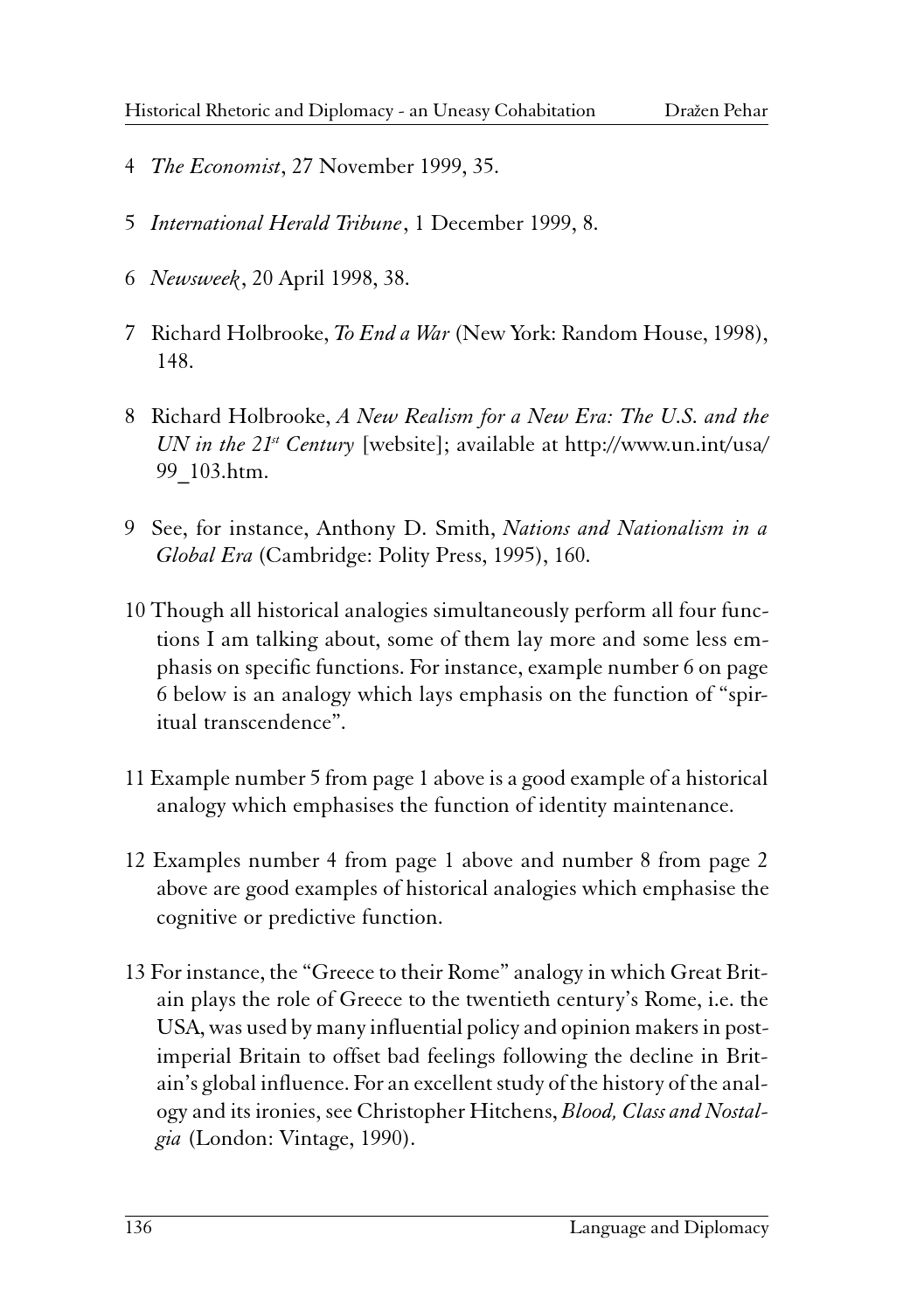4 *The Economist*, 27 November 1999, 35.

5 *International Herald Tribune*, 1 December 1999, 8.

6 *Newsweek*, 20 April 1998, 38.

7 Richard Holbrooke, *To End a War* (New York: Random House, 1998), 148.

8 Richard Holbrooke, *A New Realism for a New Era: The U.S. and the UN in the 21st Century* [website]; available at http://www.un.int/usa/99_103.htm.

9 See, for instance, Anthony D. Smith, *Nations and Nationalism in a Global Era* (Cambridge: Polity Press, 1995), 160.

10 Though all historical analogies simultaneously perform all four functions I am talking about, some of them lay more and some less emphasis on specific functions. For instance, example number 6 on page 6 below is an analogy which lays emphasis on the function of "spiritual transcendence".

11 Example number 5 from page 1 above is a good example of a historical analogy which emphasises the function of identity maintenance.

12 Examples number 4 from page 1 above and number 8 from page 2 above are good examples of historical analogies which emphasise the cognitive or predictive function.

13 For instance, the "Greece to their Rome" analogy in which Great Britain plays the role of Greece to the twentieth century's Rome, i.e. the USA, was used by many influential policy and opinion makers in post-imperial Britain to offset bad feelings following the decline in Britain's global influence. For an excellent study of the history of the analogy and its ironies, see Christopher Hitchens, *Blood, Class and Nostalgia* (London: Vintage, 1990).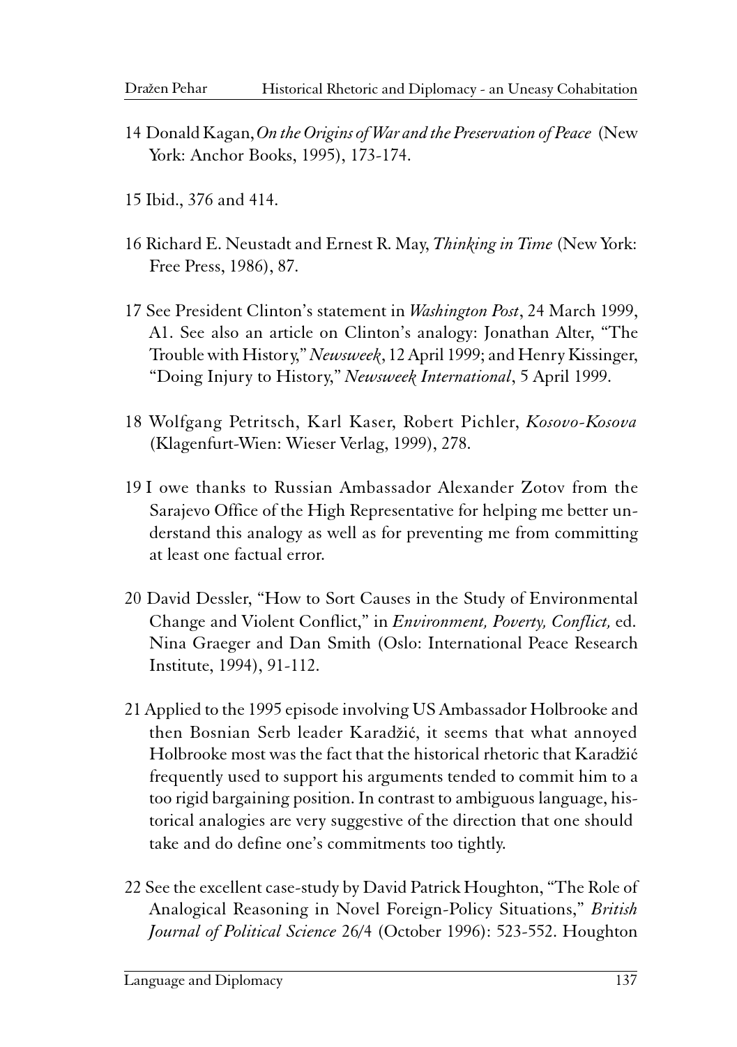14 Donald Kagan, *On the Origins of War and the Preservation of Peace* (New York: Anchor Books, 1995), 173-174.

15 Ibid., 376 and 414.

16 Richard E. Neustadt and Ernest R. May, *Thinking in Time* (New York: Free Press, 1986), 87.

17 See President Clinton's statement in *Washington Post*, 24 March 1999, A1. See also an article on Clinton's analogy: Jonathan Alter, "The Trouble with History," *Newsweek*, 12 April 1999; and Henry Kissinger, "Doing Injury to History," *Newsweek International*, 5 April 1999.

18 Wolfgang Petritsch, Karl Kaser, Robert Pichler, *Kosovo-Kosova* (Klagenfurt-Wien: Wieser Verlag, 1999), 278.

19 I owe thanks to Russian Ambassador Alexander Zotov from the Sarajevo Office of the High Representative for helping me better understand this analogy as well as for preventing me from committing at least one factual error.

20 David Dessler, "How to Sort Causes in the Study of Environmental Change and Violent Conflict," in *Environment, Poverty, Conflict,* ed. Nina Graeger and Dan Smith (Oslo: International Peace Research Institute, 1994), 91-112.

21 Applied to the 1995 episode involving US Ambassador Holbrooke and then Bosnian Serb leader Karadžić, it seems that what annoyed Holbrooke most was the fact that the historical rhetoric that Karadžić frequently used to support his arguments tended to commit him to a too rigid bargaining position. In contrast to ambiguous language, historical analogies are very suggestive of the direction that one should take and do define one's commitments too tightly.

22 See the excellent case-study by David Patrick Houghton, "The Role of Analogical Reasoning in Novel Foreign-Policy Situations," *British Journal of Political Science* 26/4 (October 1996): 523-552. Houghton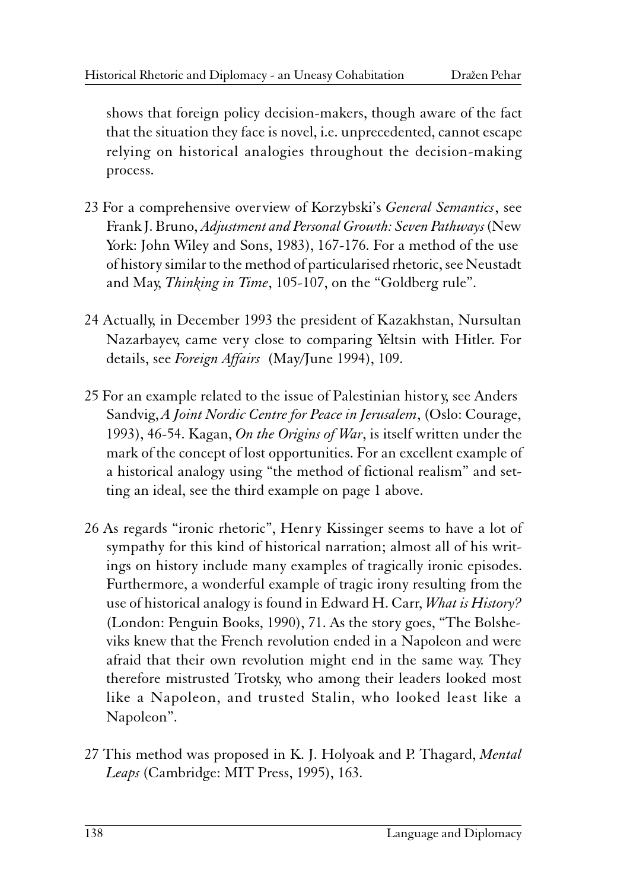shows that foreign policy decision-makers, though aware of the fact that the situation they face is novel, i.e. unprecedented, cannot escape relying on historical analogies throughout the decision-making process.

23 For a comprehensive overview of Korzybski's *General Semantics*, see Frank J. Bruno, *Adjustment and Personal Growth: Seven Pathways* (New York: John Wiley and Sons, 1983), 167-176. For a method of the use of history similar to the method of particularised rhetoric, see Neustadt and May, *Thinking in Time*, 105-107, on the "Goldberg rule".

24 Actually, in December 1993 the president of Kazakhstan, Nursultan Nazarbayev, came very close to comparing Yeltsin with Hitler. For details, see *Foreign Affairs* (May/June 1994), 109.

25 For an example related to the issue of Palestinian history, see Anders Sandvig, *A Joint Nordic Centre for Peace in Jerusalem*, (Oslo: Courage, 1993), 46-54. Kagan, *On the Origins of War*, is itself written under the mark of the concept of lost opportunities. For an excellent example of a historical analogy using "the method of fictional realism" and setting an ideal, see the third example on page 1 above.

26 As regards "ironic rhetoric", Henry Kissinger seems to have a lot of sympathy for this kind of historical narration; almost all of his writings on history include many examples of tragically ironic episodes. Furthermore, a wonderful example of tragic irony resulting from the use of historical analogy is found in Edward H. Carr, *What is History?* (London: Penguin Books, 1990), 71. As the story goes, "The Bolsheviks knew that the French revolution ended in a Napoleon and were afraid that their own revolution might end in the same way. They therefore mistrusted Trotsky, who among their leaders looked most like a Napoleon, and trusted Stalin, who looked least like a Napoleon".

27 This method was proposed in K. J. Holyoak and P. Thagard, *Mental Leaps* (Cambridge: MIT Press, 1995), 163.